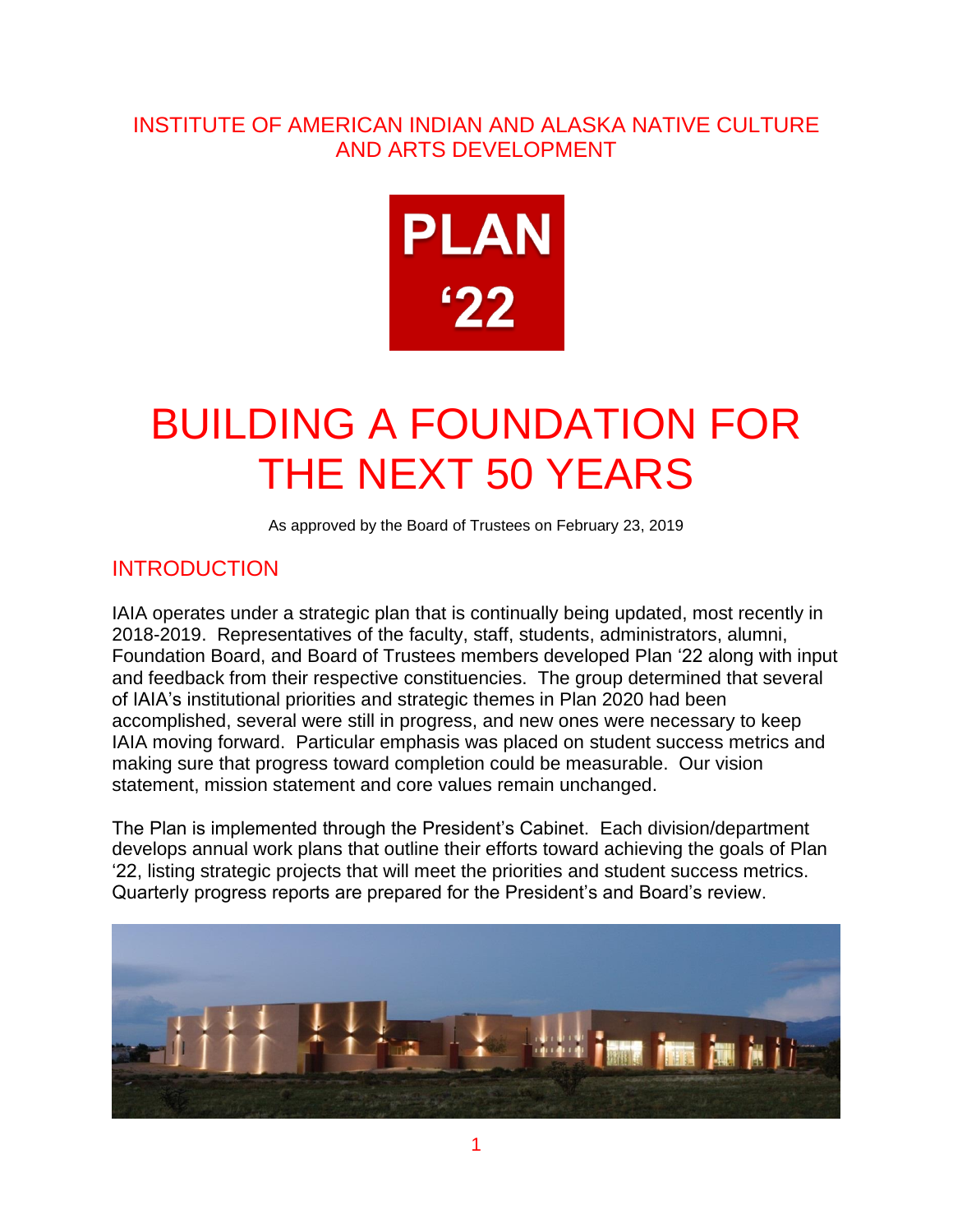INSTITUTE OF AMERICAN INDIAN AND ALASKA NATIVE CULTURE AND ARTS DEVELOPMENT

**PLAN '22**

# BUILDING A FOUNDATION FOR THE NEXT 50 YEARS

As approved by the Board of Trustees on February 23, 2019

## INTRODUCTION

IAIA operates under a strategic plan that is continually being updated, most recently in 2018-2019. Representatives of the faculty, staff, students, administrators, alumni, Foundation Board, and Board of Trustees members developed Plan '22 along with input and feedback from their respective constituencies. The group determined that several of IAIA's institutional priorities and strategic themes in Plan 2020 had been accomplished, several were still in progress, and new ones were necessary to keep IAIA moving forward. Particular emphasis was placed on student success metrics and making sure that progress toward completion could be measurable. Our vision statement, mission statement and core values remain unchanged.

The Plan is implemented through the President's Cabinet. Each division/department develops annual work plans that outline their efforts toward achieving the goals of Plan '22, listing strategic projects that will meet the priorities and student success metrics. Quarterly progress reports are prepared for the President's and Board's review.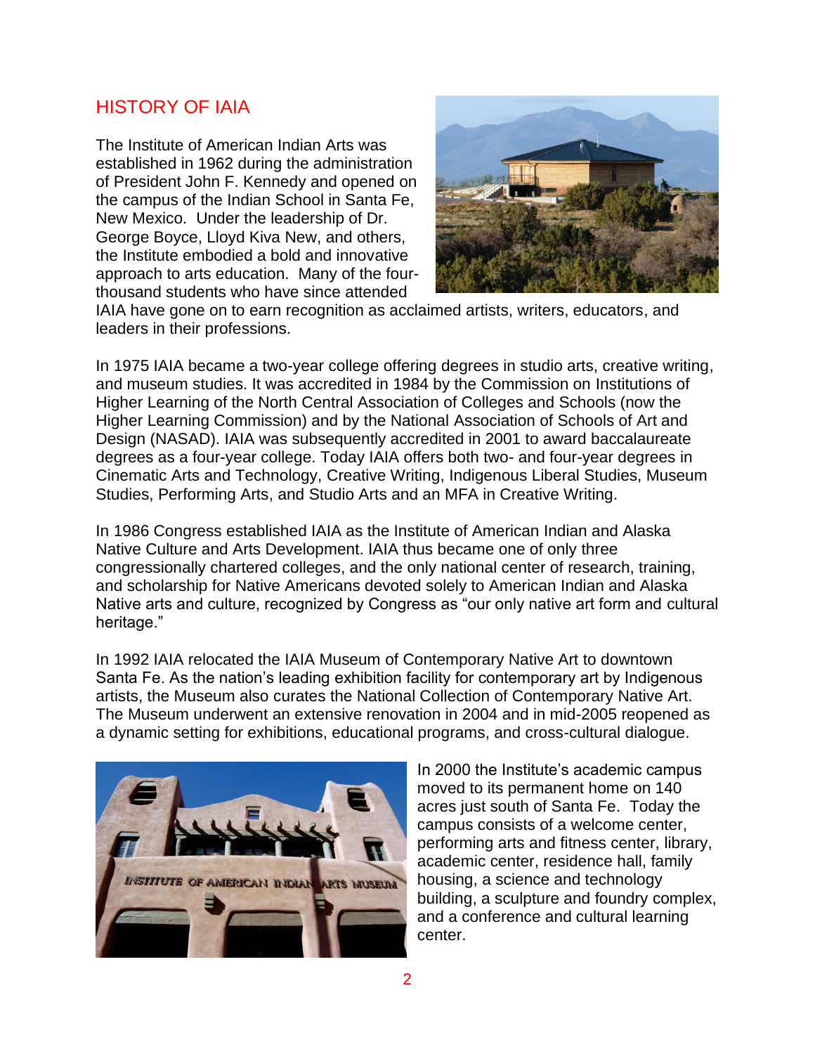## HISTORY OF IAIA

The Institute of American Indian Arts was established in 1962 during the administration of President John F. Kennedy and opened on the campus of the Indian School in Santa Fe, New Mexico. Under the leadership of Dr. George Boyce, Lloyd Kiva New, and others, the Institute embodied a bold and innovative approach to arts education. Many of the four-thousand students who have since attended IAIA have gone on to earn recognition as acclaimed artists, writers, educators, and leaders in their professions.

In 1975 IAIA became a two-year college offering degrees in studio arts, creative writing, and museum studies. It was accredited in 1984 by the Commission on Institutions of Higher Learning of the North Central Association of Colleges and Schools (now the Higher Learning Commission) and by the National Association of Schools of Art and Design (NASAD). IAIA was subsequently accredited in 2001 to award baccalaureate degrees as a four-year college. Today IAIA offers both two- and four-year degrees in Cinematic Arts and Technology, Creative Writing, Indigenous Liberal Studies, Museum Studies, Performing Arts, and Studio Arts and an MFA in Creative Writing.

In 1986 Congress established IAIA as the Institute of American Indian and Alaska Native Culture and Arts Development. IAIA thus became one of only three congressionally chartered colleges, and the only national center of research, training, and scholarship for Native Americans devoted solely to American Indian and Alaska Native arts and culture, recognized by Congress as "our only native art form and cultural heritage."

In 1992 IAIA relocated the IAIA Museum of Contemporary Native Art to downtown Santa Fe. As the nation's leading exhibition facility for contemporary art by Indigenous artists, the Museum also curates the National Collection of Contemporary Native Art. The Museum underwent an extensive renovation in 2004 and in mid-2005 reopened as a dynamic setting for exhibitions, educational programs, and cross-cultural dialogue.

In 2000 the Institute's academic campus moved to its permanent home on 140 acres just south of Santa Fe. Today the campus consists of a welcome center, performing arts and fitness center, library, academic center, residence hall, family housing, a science and technology building, a sculpture and foundry complex, and a conference and cultural learning center.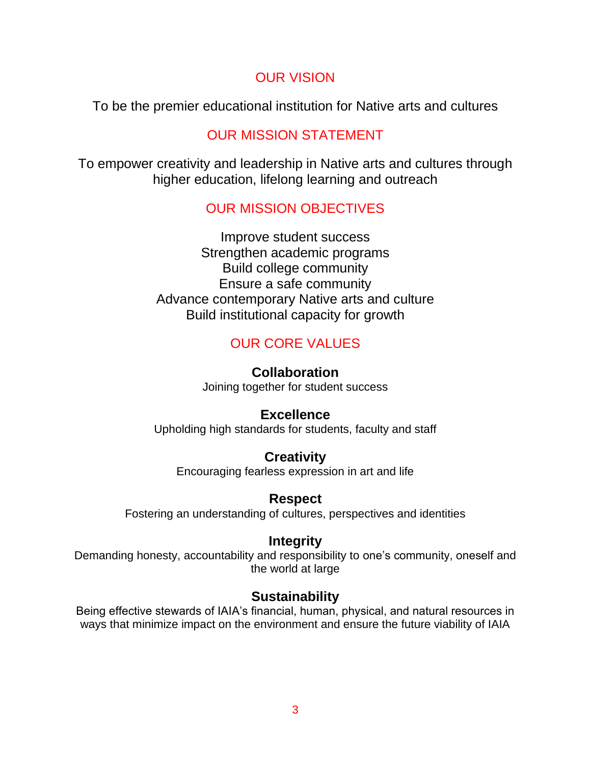## OUR VISION

To be the premier educational institution for Native arts and cultures

## OUR MISSION STATEMENT

To empower creativity and leadership in Native arts and cultures through higher education, lifelong learning and outreach

## OUR MISSION OBJECTIVES

Improve student success
Strengthen academic programs
Build college community
Ensure a safe community
Advance contemporary Native arts and culture
Build institutional capacity for growth

## OUR CORE VALUES

**Collaboration**
Joining together for student success

**Excellence**
Upholding high standards for students, faculty and staff

**Creativity**
Encouraging fearless expression in art and life

**Respect**
Fostering an understanding of cultures, perspectives and identities

**Integrity**
Demanding honesty, accountability and responsibility to one's community, oneself and the world at large

**Sustainability**
Being effective stewards of IAIA's financial, human, physical, and natural resources in ways that minimize impact on the environment and ensure the future viability of IAIA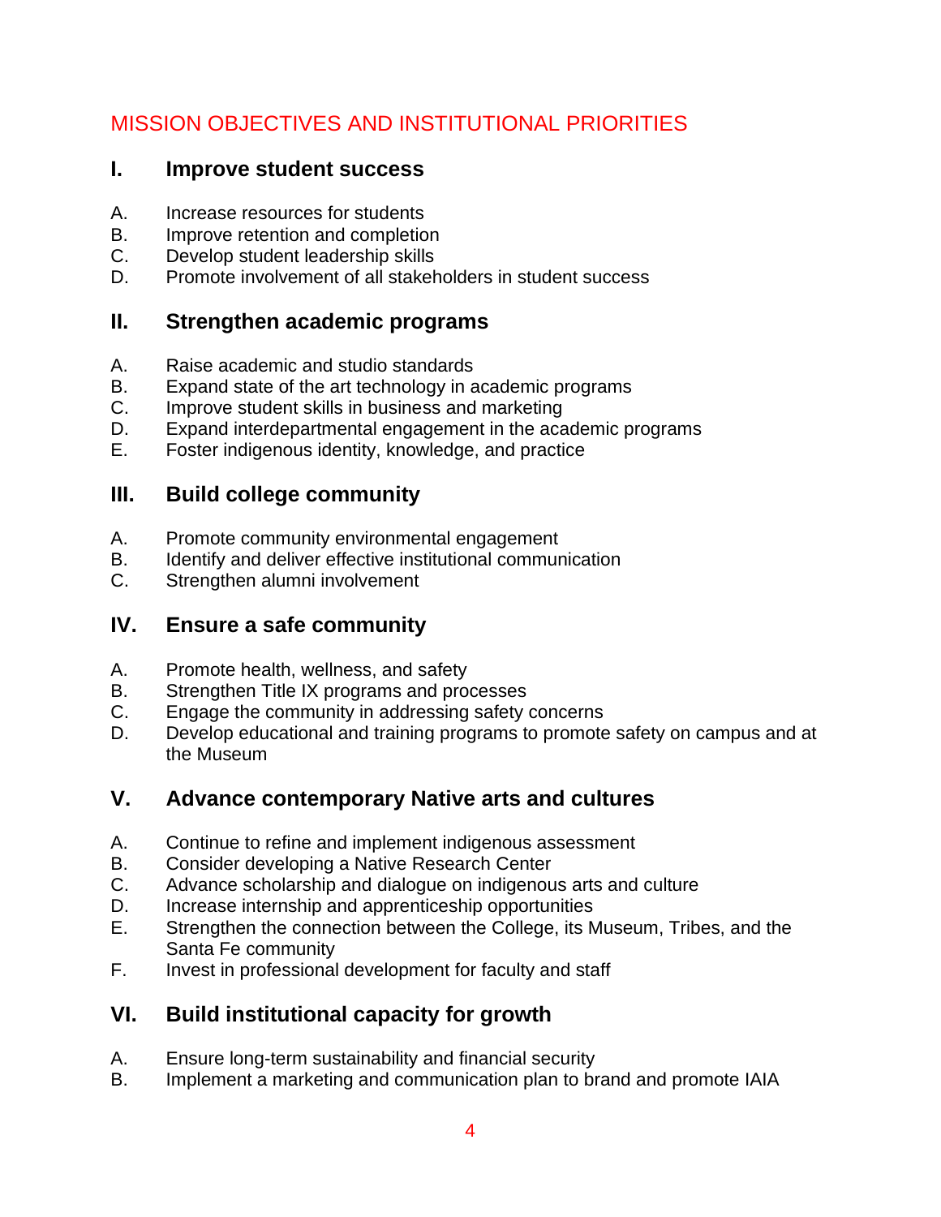# MISSION OBJECTIVES AND INSTITUTIONAL PRIORITIES

## I. Improve student success

A. Increase resources for students
B. Improve retention and completion
C. Develop student leadership skills
D. Promote involvement of all stakeholders in student success

## II. Strengthen academic programs

A. Raise academic and studio standards
B. Expand state of the art technology in academic programs
C. Improve student skills in business and marketing
D. Expand interdepartmental engagement in the academic programs
E. Foster indigenous identity, knowledge, and practice

## III. Build college community

A. Promote community environmental engagement
B. Identify and deliver effective institutional communication
C. Strengthen alumni involvement

## IV. Ensure a safe community

A. Promote health, wellness, and safety
B. Strengthen Title IX programs and processes
C. Engage the community in addressing safety concerns
D. Develop educational and training programs to promote safety on campus and at the Museum

## V. Advance contemporary Native arts and cultures

A. Continue to refine and implement indigenous assessment
B. Consider developing a Native Research Center
C. Advance scholarship and dialogue on indigenous arts and culture
D. Increase internship and apprenticeship opportunities
E. Strengthen the connection between the College, its Museum, Tribes, and the Santa Fe community
F. Invest in professional development for faculty and staff

## VI. Build institutional capacity for growth

A. Ensure long-term sustainability and financial security
B. Implement a marketing and communication plan to brand and promote IAIA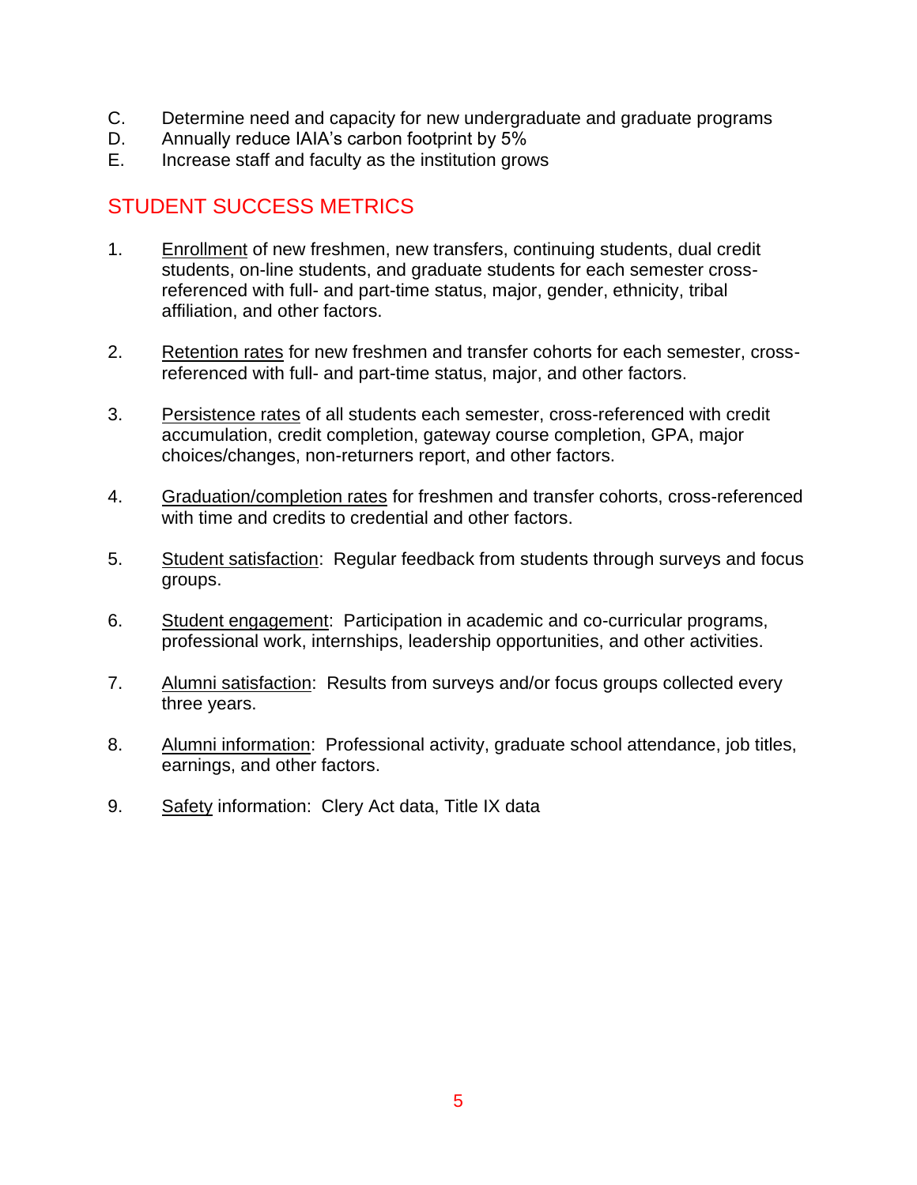C. Determine need and capacity for new undergraduate and graduate programs
D. Annually reduce IAIA's carbon footprint by 5%
E. Increase staff and faculty as the institution grows

## STUDENT SUCCESS METRICS

1. Enrollment of new freshmen, new transfers, continuing students, dual credit students, on-line students, and graduate students for each semester cross-referenced with full- and part-time status, major, gender, ethnicity, tribal affiliation, and other factors.

2. Retention rates for new freshmen and transfer cohorts for each semester, cross-referenced with full- and part-time status, major, and other factors.

3. Persistence rates of all students each semester, cross-referenced with credit accumulation, credit completion, gateway course completion, GPA, major choices/changes, non-returners report, and other factors.

4. Graduation/completion rates for freshmen and transfer cohorts, cross-referenced with time and credits to credential and other factors.

5. Student satisfaction: Regular feedback from students through surveys and focus groups.

6. Student engagement: Participation in academic and co-curricular programs, professional work, internships, leadership opportunities, and other activities.

7. Alumni satisfaction: Results from surveys and/or focus groups collected every three years.

8. Alumni information: Professional activity, graduate school attendance, job titles, earnings, and other factors.

9. Safety information: Clery Act data, Title IX data